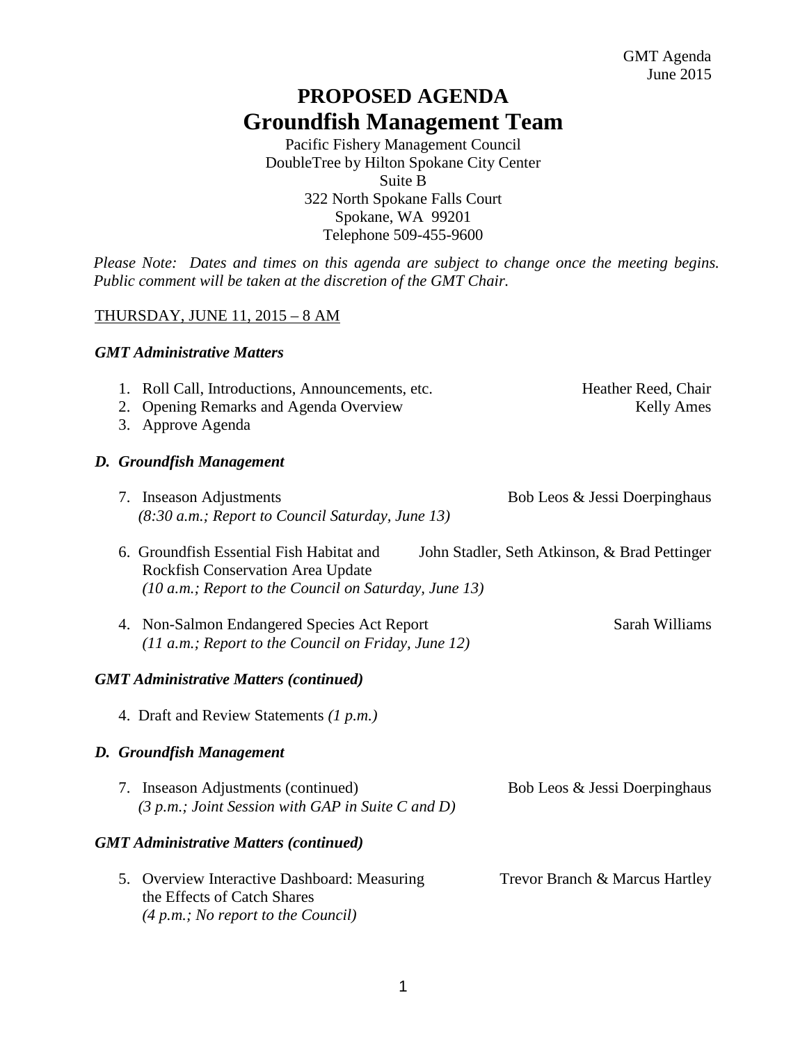# PROPOSED AGENDA
# Groundfish Management Team

Pacific Fishery Management Council
DoubleTree by Hilton Spokane City Center
Suite B
322 North Spokane Falls Court
Spokane, WA 99201
Telephone 509-455-9600

*Please Note: Dates and times on this agenda are subject to change once the meeting begins. Public comment will be taken at the discretion of the GMT Chair.*

THURSDAY, JUNE 11, 2015 – 8 AM

***GMT Administrative Matters***

1. Roll Call, Introductions, Announcements, etc. — Heather Reed, Chair
2. Opening Remarks and Agenda Overview — Kelly Ames
3. Approve Agenda

***D. Groundfish Management***

7. Inseason Adjustments — Bob Leos & Jessi Doerpinghaus
   *(8:30 a.m.; Report to Council Saturday, June 13)*

6. Groundfish Essential Fish Habitat and Rockfish Conservation Area Update — John Stadler, Seth Atkinson, & Brad Pettinger
   *(10 a.m.; Report to the Council on Saturday, June 13)*

4. Non-Salmon Endangered Species Act Report — Sarah Williams
   *(11 a.m.; Report to the Council on Friday, June 12)*

***GMT Administrative Matters (continued)***

4. Draft and Review Statements *(1 p.m.)*

***D. Groundfish Management***

7. Inseason Adjustments (continued) — Bob Leos & Jessi Doerpinghaus
   *(3 p.m.; Joint Session with GAP in Suite C and D)*

***GMT Administrative Matters (continued)***

5. Overview Interactive Dashboard: Measuring the Effects of Catch Shares — Trevor Branch & Marcus Hartley
   *(4 p.m.; No report to the Council)*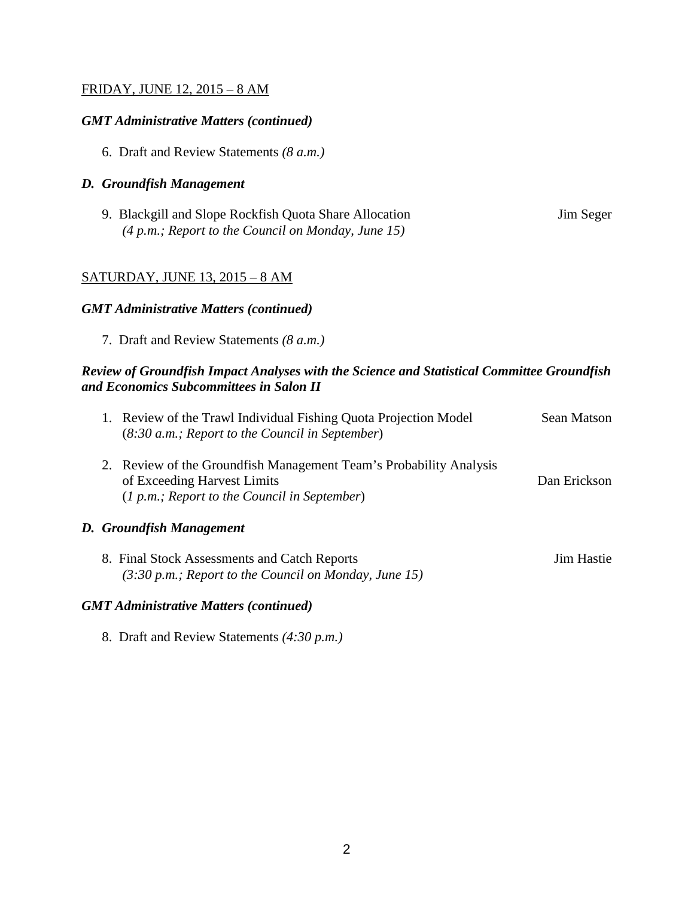FRIDAY, JUNE 12, 2015 – 8 AM

***GMT Administrative Matters (continued)***

6. Draft and Review Statements *(8 a.m.)*

***D. Groundfish Management***

9. Blackgill and Slope Rockfish Quota Share Allocation — Jim Seger
   *(4 p.m.; Report to the Council on Monday, June 15)*

SATURDAY, JUNE 13, 2015 – 8 AM

***GMT Administrative Matters (continued)***

7. Draft and Review Statements *(8 a.m.)*

***Review of Groundfish Impact Analyses with the Science and Statistical Committee Groundfish and Economics Subcommittees in Salon II***

1. Review of the Trawl Individual Fishing Quota Projection Model — Sean Matson
   (*8:30 a.m.; Report to the Council in September*)

2. Review of the Groundfish Management Team's Probability Analysis of Exceeding Harvest Limits — Dan Erickson
   (*1 p.m.; Report to the Council in September*)

***D. Groundfish Management***

8. Final Stock Assessments and Catch Reports — Jim Hastie
   *(3:30 p.m.; Report to the Council on Monday, June 15)*

***GMT Administrative Matters (continued)***

8. Draft and Review Statements *(4:30 p.m.)*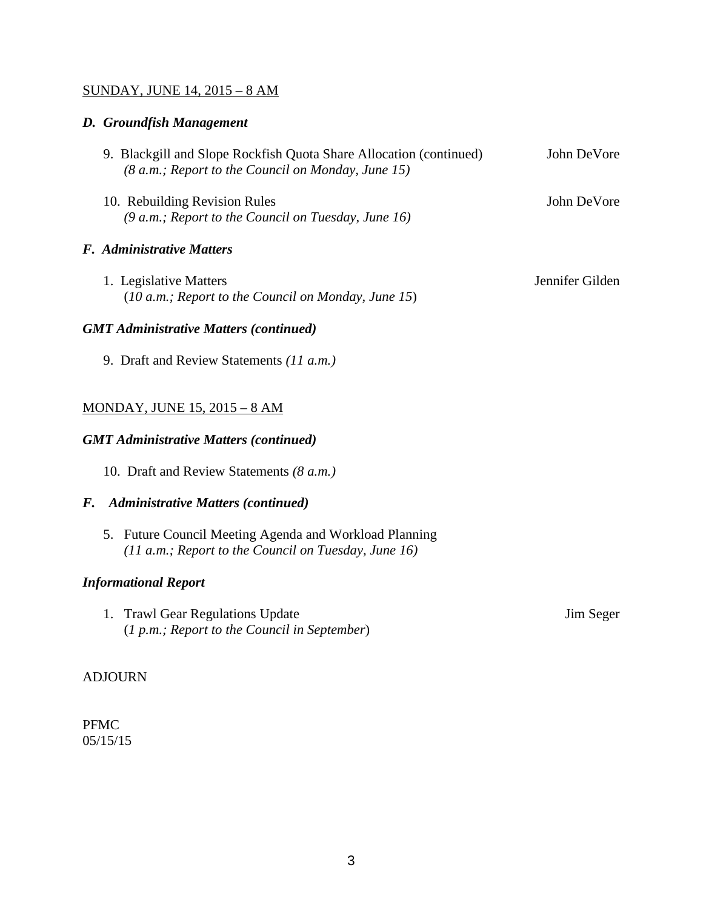SUNDAY, JUNE 14, 2015 – 8 AM

***D. Groundfish Management***

9. Blackgill and Slope Rockfish Quota Share Allocation (continued) — John DeVore
   *(8 a.m.; Report to the Council on Monday, June 15)*

10. Rebuilding Revision Rules — John DeVore
    *(9 a.m.; Report to the Council on Tuesday, June 16)*

***F. Administrative Matters***

1. Legislative Matters — Jennifer Gilden
   (*10 a.m.; Report to the Council on Monday, June 15*)

***GMT Administrative Matters (continued)***

9. Draft and Review Statements *(11 a.m.)*

MONDAY, JUNE 15, 2015 – 8 AM

***GMT Administrative Matters (continued)***

10. Draft and Review Statements *(8 a.m.)*

***F. Administrative Matters (continued)***

5. Future Council Meeting Agenda and Workload Planning
   *(11 a.m.; Report to the Council on Tuesday, June 16)*

***Informational Report***

1. Trawl Gear Regulations Update — Jim Seger
   (*1 p.m.; Report to the Council in September*)

ADJOURN

PFMC
05/15/15